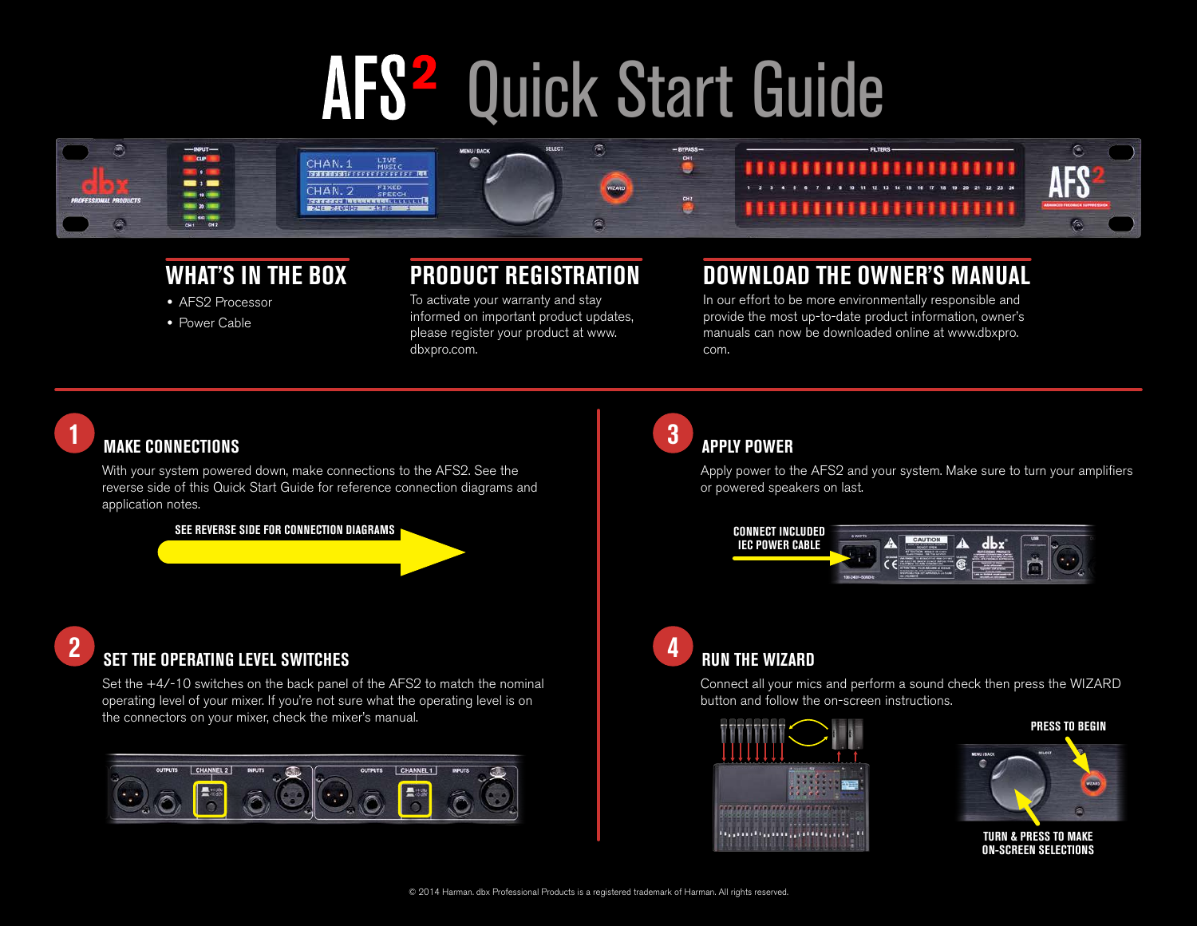# AFS² Quick Start Guide

## WHAT'S IN THE BOX

- AFS2 Processor
- Power Cable

## PRODUCT REGISTRATION

To activate your warranty and stay informed on important product updates, please register your product at www.dbxpro.com.

## DOWNLOAD THE OWNER'S MANUAL

In our effort to be more environmentally responsible and provide the most up-to-date product information, owner's manuals can now be downloaded online at www.dbxpro.com.

### 1 MAKE CONNECTIONS

With your system powered down, make connections to the AFS2. See the reverse side of this Quick Start Guide for reference connection diagrams and application notes.

SEE REVERSE SIDE FOR CONNECTION DIAGRAMS

### 2 SET THE OPERATING LEVEL SWITCHES

Set the +4/-10 switches on the back panel of the AFS2 to match the nominal operating level of your mixer. If you're not sure what the operating level is on the connectors on your mixer, check the mixer's manual.

### 3 APPLY POWER

Apply power to the AFS2 and your system. Make sure to turn your amplifiers or powered speakers on last.

CONNECT INCLUDED IEC POWER CABLE

### 4 RUN THE WIZARD

Connect all your mics and perform a sound check then press the WIZARD button and follow the on-screen instructions.

PRESS TO BEGIN

TURN & PRESS TO MAKE ON-SCREEN SELECTIONS

© 2014 Harman. dbx Professional Products is a registered trademark of Harman. All rights reserved.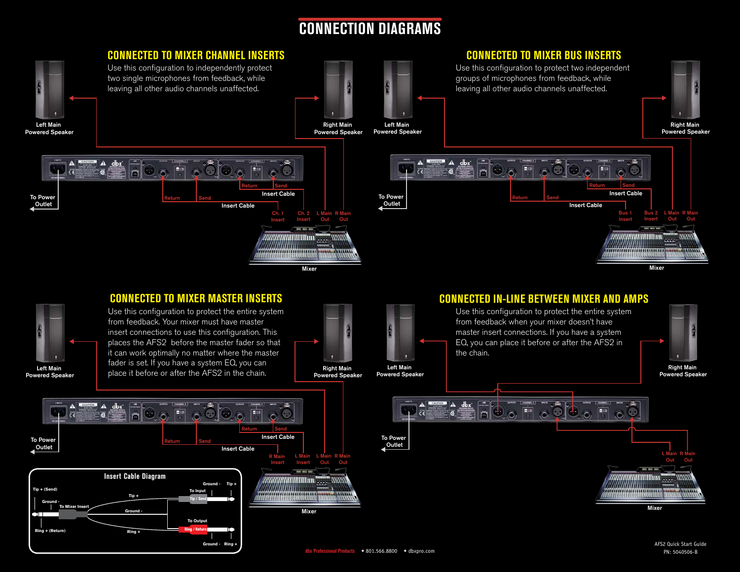# CONNECTION DIAGRAMS

## CONNECTED TO MIXER CHANNEL INSERTS

Use this configuration to independently protect two single microphones from feedback, while leaving all other audio channels unaffected.

Left Main Powered Speaker

Right Main Powered Speaker

To Power Outlet

Return
Send
Insert Cable

Return
Send
Insert Cable

Ch. 1 Insert
Ch. 2 Insert
L Main Out
R Main Out

Mixer

## CONNECTED TO MIXER BUS INSERTS

Use this configuration to protect two independent groups of microphones from feedback, while leaving all other audio channels unaffected.

Left Main Powered Speaker

Right Main Powered Speaker

To Power Outlet

Return
Send
Insert Cable

Return
Send
Insert Cable

Bus 1 Insert
Bus 2 Insert
L Main Out
R Main Out

Mixer

## CONNECTED TO MIXER MASTER INSERTS

Use this configuration to protect the entire system from feedback. Your mixer must have master insert connections to use this configuration. This places the AFS2 before the master fader so that it can work optimally no matter where the master fader is set. If you have a system EQ, you can place it before or after the AFS2 in the chain.

Left Main Powered Speaker

Right Main Powered Speaker

To Power Outlet

Return
Send
Insert Cable

Return
Send
Insert Cable

R Main Insert
L Main Insert
L Main Out
R Main Out

Mixer

### Insert Cable Diagram

Tip + (Send)
Ground -
To Mixer Insert
Ring + (Return)

Tip +
Ground -
Ring +

To Input
Tip / Send
Ground -
Tip +

To Output
Ring / Return
Ground -
Ring +

## CONNECTED IN-LINE BETWEEN MIXER AND AMPS

Use this configuration to protect the entire system from feedback when your mixer doesn't have master insert connections. If you have a system EQ, you can place it before or after the AFS2 in the chain.

Left Main Powered Speaker

Right Main Powered Speaker

To Power Outlet

L Main Out
R Main Out

Mixer

dbx Professional Products • 801.566.8800 • dbxpro.com

AFS2 Quick Start Guide
PN: 5040506-B